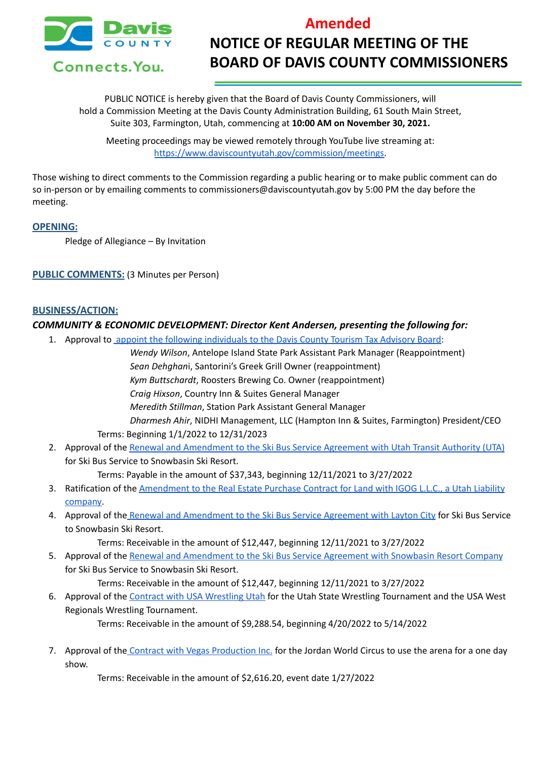Amended

# NOTICE OF REGULAR MEETING OF THE BOARD OF DAVIS COUNTY COMMISSIONERS

PUBLIC NOTICE is hereby given that the Board of Davis County Commissioners, will hold a Commission Meeting at the Davis County Administration Building, 61 South Main Street, Suite 303, Farmington, Utah, commencing at **10:00 AM on November 30, 2021.**

Meeting proceedings may be viewed remotely through YouTube live streaming at: https://www.daviscountyutah.gov/commission/meetings.

Those wishing to direct comments to the Commission regarding a public hearing or to make public comment can do so in-person or by emailing comments to commissioners@daviscountyutah.gov by 5:00 PM the day before the meeting.

## OPENING:

Pledge of Allegiance – By Invitation

## PUBLIC COMMENTS: (3 Minutes per Person)

## BUSINESS/ACTION:

### *COMMUNITY & ECONOMIC DEVELOPMENT: Director Kent Andersen, presenting the following for:*

1. Approval to appoint the following individuals to the Davis County Tourism Tax Advisory Board:
   - *Wendy Wilson*, Antelope Island State Park Assistant Park Manager (Reappointment)
   - *Sean Dehghani*, Santorini's Greek Grill Owner (reappointment)
   - *Kym Buttschardt*, Roosters Brewing Co. Owner (reappointment)
   - *Craig Hixson*, Country Inn & Suites General Manager
   - *Meredith Stillman*, Station Park Assistant General Manager
   - *Dharmesh Ahir*, NIDHI Management, LLC (Hampton Inn & Suites, Farmington) President/CEO

   Terms: Beginning 1/1/2022 to 12/31/2023
2. Approval of the Renewal and Amendment to the Ski Bus Service Agreement with Utah Transit Authority (UTA) for Ski Bus Service to Snowbasin Ski Resort.

   Terms: Payable in the amount of $37,343, beginning 12/11/2021 to 3/27/2022
3. Ratification of the Amendment to the Real Estate Purchase Contract for Land with IGOG L.L.C., a Utah Liability company.
4. Approval of the Renewal and Amendment to the Ski Bus Service Agreement with Layton City for Ski Bus Service to Snowbasin Ski Resort.

   Terms: Receivable in the amount of $12,447, beginning 12/11/2021 to 3/27/2022
5. Approval of the Renewal and Amendment to the Ski Bus Service Agreement with Snowbasin Resort Company for Ski Bus Service to Snowbasin Ski Resort.

   Terms: Receivable in the amount of $12,447, beginning 12/11/2021 to 3/27/2022
6. Approval of the Contract with USA Wrestling Utah for the Utah State Wrestling Tournament and the USA West Regionals Wrestling Tournament.

   Terms: Receivable in the amount of $9,288.54, beginning 4/20/2022 to 5/14/2022
7. Approval of the Contract with Vegas Production Inc. for the Jordan World Circus to use the arena for a one day show.

   Terms: Receivable in the amount of $2,616.20, event date 1/27/2022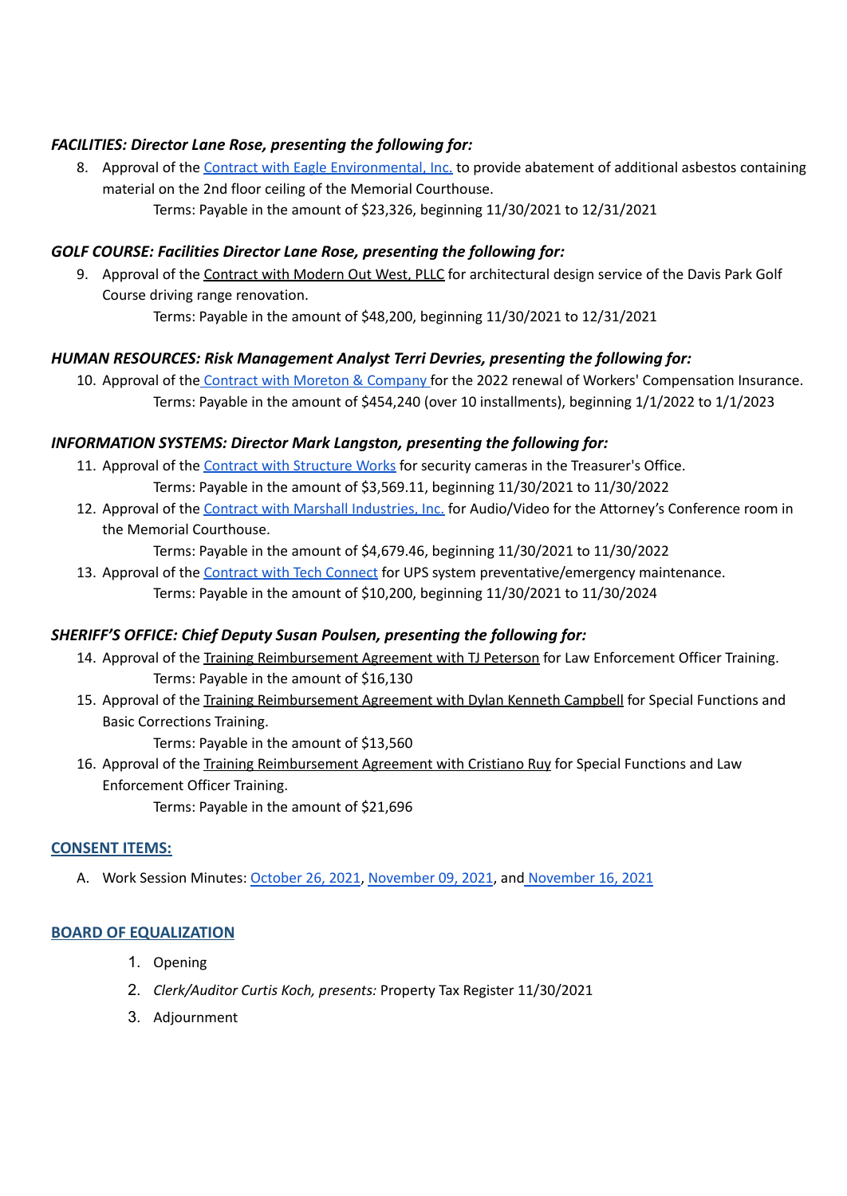***FACILITIES: Director Lane Rose, presenting the following for:***

8. Approval of the Contract with Eagle Environmental, Inc. to provide abatement of additional asbestos containing material on the 2nd floor ceiling of the Memorial Courthouse.
   Terms: Payable in the amount of $23,326, beginning 11/30/2021 to 12/31/2021

***GOLF COURSE: Facilities Director Lane Rose, presenting the following for:***

9. Approval of the Contract with Modern Out West, PLLC for architectural design service of the Davis Park Golf Course driving range renovation.
   Terms: Payable in the amount of $48,200, beginning 11/30/2021 to 12/31/2021

***HUMAN RESOURCES: Risk Management Analyst Terri Devries, presenting the following for:***

10. Approval of the Contract with Moreton & Company for the 2022 renewal of Workers' Compensation Insurance.
    Terms: Payable in the amount of $454,240 (over 10 installments), beginning 1/1/2022 to 1/1/2023

***INFORMATION SYSTEMS: Director Mark Langston, presenting the following for:***

11. Approval of the Contract with Structure Works for security cameras in the Treasurer's Office.
    Terms: Payable in the amount of $3,569.11, beginning 11/30/2021 to 11/30/2022
12. Approval of the Contract with Marshall Industries, Inc. for Audio/Video for the Attorney's Conference room in the Memorial Courthouse.
    Terms: Payable in the amount of $4,679.46, beginning 11/30/2021 to 11/30/2022
13. Approval of the Contract with Tech Connect for UPS system preventative/emergency maintenance.
    Terms: Payable in the amount of $10,200, beginning 11/30/2021 to 11/30/2024

***SHERIFF'S OFFICE: Chief Deputy Susan Poulsen, presenting the following for:***

14. Approval of the Training Reimbursement Agreement with TJ Peterson for Law Enforcement Officer Training.
    Terms: Payable in the amount of $16,130
15. Approval of the Training Reimbursement Agreement with Dylan Kenneth Campbell for Special Functions and Basic Corrections Training.
    Terms: Payable in the amount of $13,560
16. Approval of the Training Reimbursement Agreement with Cristiano Ruy for Special Functions and Law Enforcement Officer Training.
    Terms: Payable in the amount of $21,696

## CONSENT ITEMS:

A. Work Session Minutes: October 26, 2021, November 09, 2021, and November 16, 2021

## BOARD OF EQUALIZATION

1. Opening
2. *Clerk/Auditor Curtis Koch, presents:* Property Tax Register 11/30/2021
3. Adjournment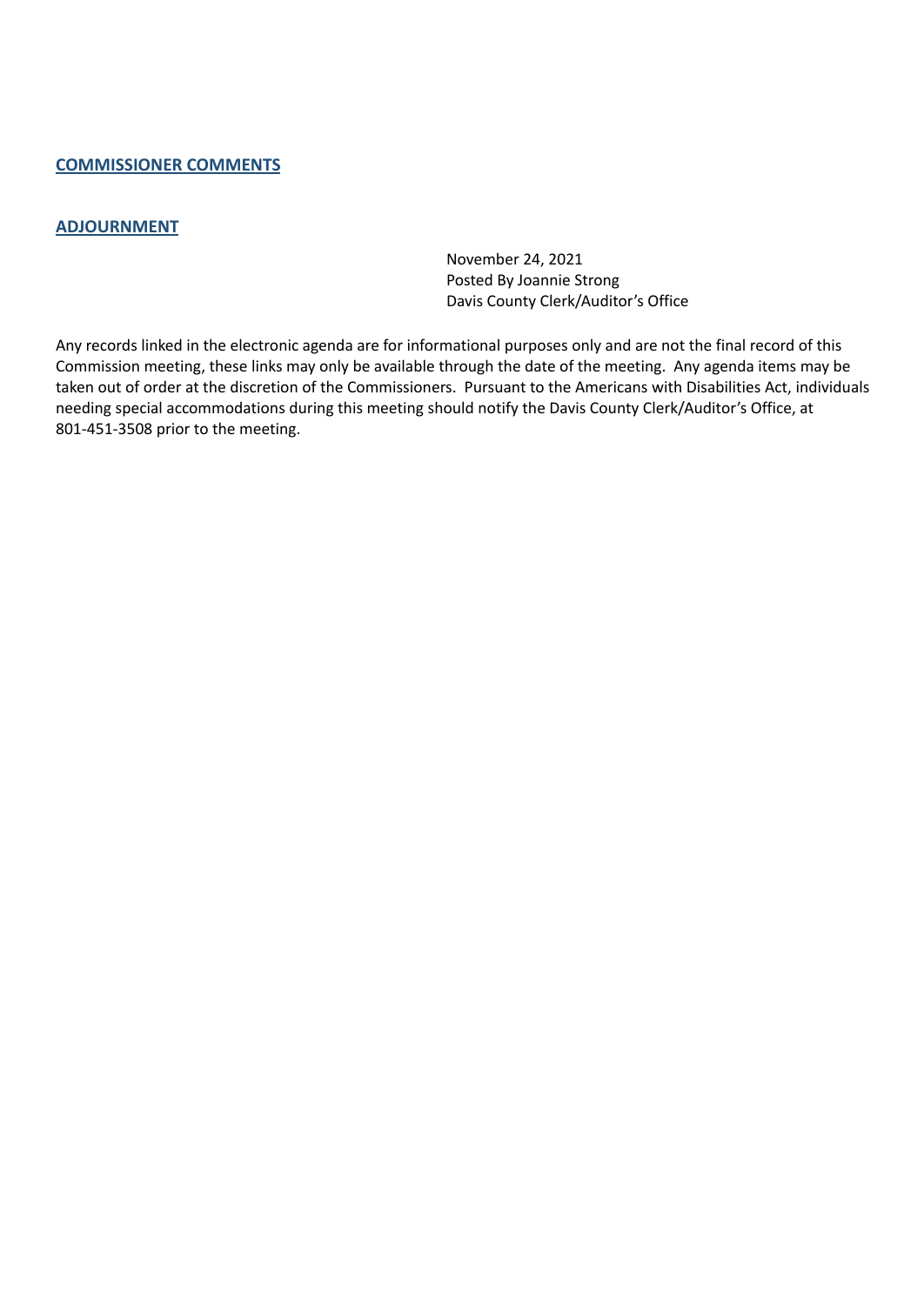## COMMISSIONER COMMENTS

## ADJOURNMENT

November 24, 2021
Posted By Joannie Strong
Davis County Clerk/Auditor's Office

Any records linked in the electronic agenda are for informational purposes only and are not the final record of this Commission meeting, these links may only be available through the date of the meeting. Any agenda items may be taken out of order at the discretion of the Commissioners. Pursuant to the Americans with Disabilities Act, individuals needing special accommodations during this meeting should notify the Davis County Clerk/Auditor's Office, at 801-451-3508 prior to the meeting.